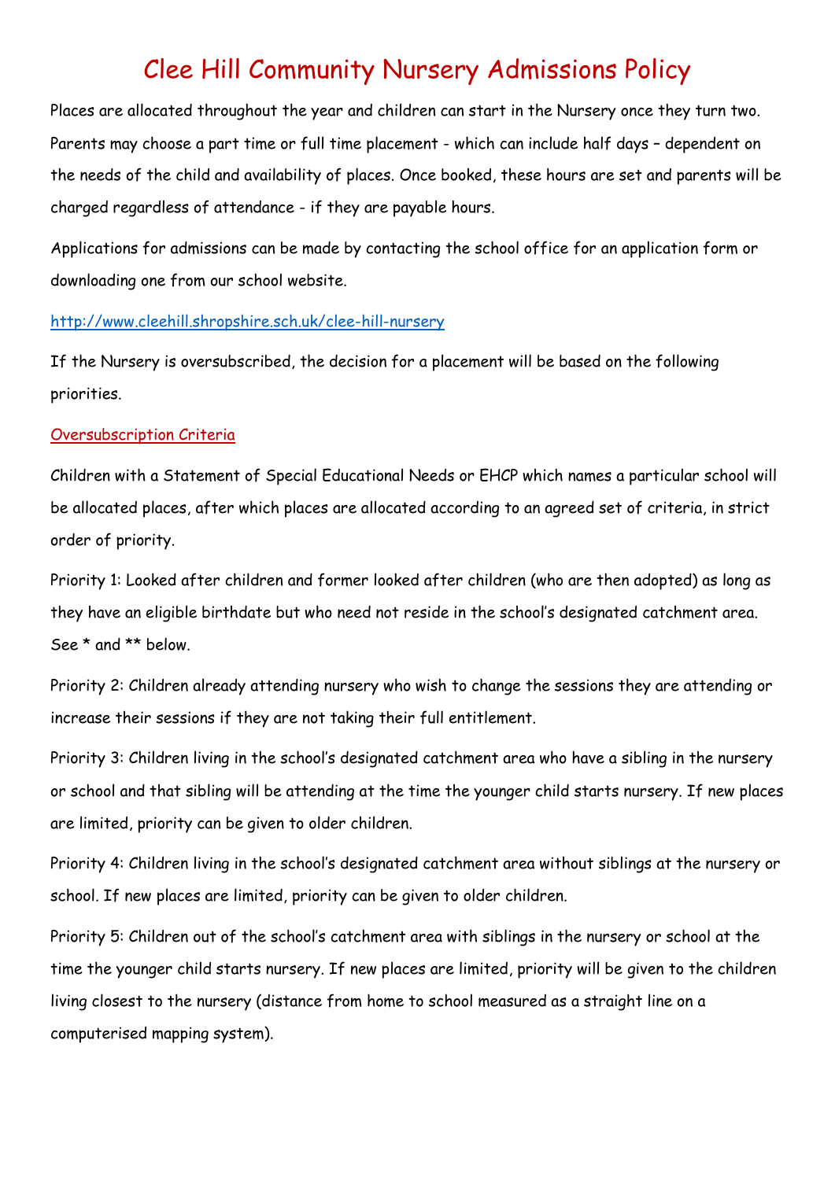# Clee Hill Community Nursery Admissions Policy

Places are allocated throughout the year and children can start in the Nursery once they turn two. Parents may choose a part time or full time placement - which can include half days – dependent on the needs of the child and availability of places. Once booked, these hours are set and parents will be charged regardless of attendance - if they are payable hours.

Applications for admissions can be made by contacting the school office for an application form or downloading one from our school website.

http://www.cleehill.shropshire.sch.uk/clee-hill-nursery

If the Nursery is oversubscribed, the decision for a placement will be based on the following priorities.

## Oversubscription Criteria

Children with a Statement of Special Educational Needs or EHCP which names a particular school will be allocated places, after which places are allocated according to an agreed set of criteria, in strict order of priority.

Priority 1: Looked after children and former looked after children (who are then adopted) as long as they have an eligible birthdate but who need not reside in the school's designated catchment area. See * and ** below.

Priority 2: Children already attending nursery who wish to change the sessions they are attending or increase their sessions if they are not taking their full entitlement.

Priority 3: Children living in the school's designated catchment area who have a sibling in the nursery or school and that sibling will be attending at the time the younger child starts nursery. If new places are limited, priority can be given to older children.

Priority 4: Children living in the school's designated catchment area without siblings at the nursery or school. If new places are limited, priority can be given to older children.

Priority 5: Children out of the school's catchment area with siblings in the nursery or school at the time the younger child starts nursery. If new places are limited, priority will be given to the children living closest to the nursery (distance from home to school measured as a straight line on a computerised mapping system).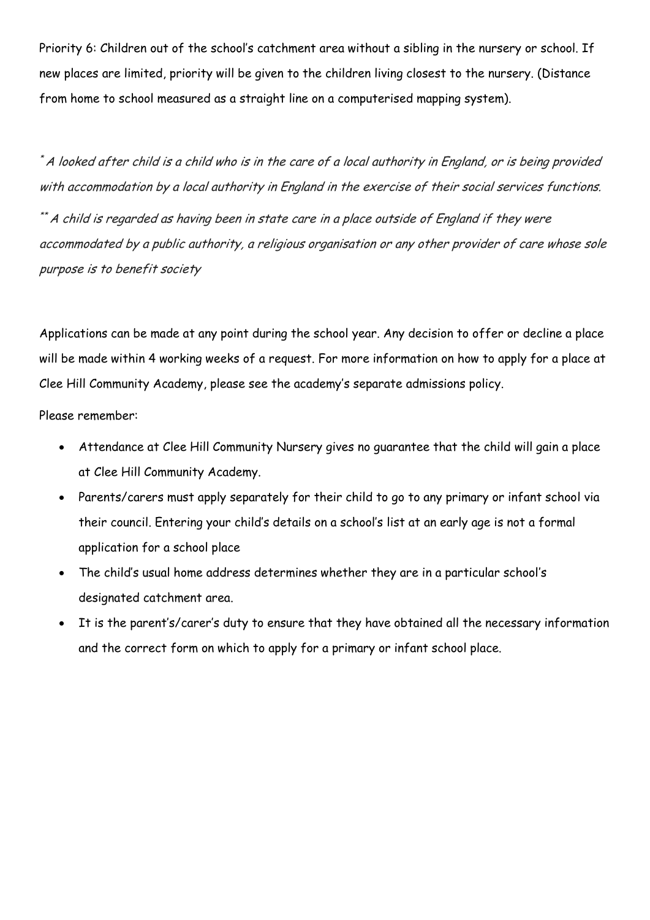Priority 6: Children out of the school's catchment area without a sibling in the nursery or school. If new places are limited, priority will be given to the children living closest to the nursery. (Distance from home to school measured as a straight line on a computerised mapping system).

*\* A looked after child is a child who is in the care of a local authority in England, or is being provided with accommodation by a local authority in England in the exercise of their social services functions.*

*\*\* A child is regarded as having been in state care in a place outside of England if they were accommodated by a public authority, a religious organisation or any other provider of care whose sole purpose is to benefit society*

Applications can be made at any point during the school year. Any decision to offer or decline a place will be made within 4 working weeks of a request. For more information on how to apply for a place at Clee Hill Community Academy, please see the academy's separate admissions policy.

Please remember:

- Attendance at Clee Hill Community Nursery gives no guarantee that the child will gain a place at Clee Hill Community Academy.
- Parents/carers must apply separately for their child to go to any primary or infant school via their council. Entering your child's details on a school's list at an early age is not a formal application for a school place
- The child's usual home address determines whether they are in a particular school's designated catchment area.
- It is the parent's/carer's duty to ensure that they have obtained all the necessary information and the correct form on which to apply for a primary or infant school place.